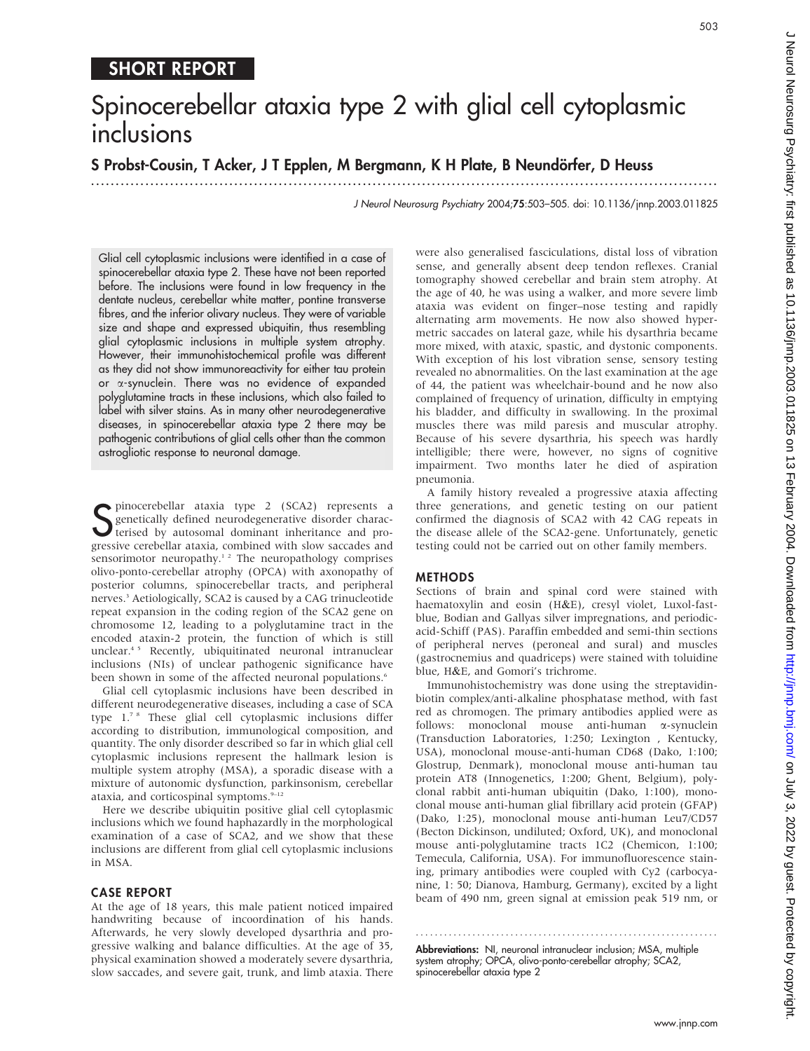SHORT REPORT

# Spinocerebellar ataxia type 2 with glial cell cytoplasmic inclusions

**S Probst-Cousin, T Acker, J T Epplen, M Bergmann, K H Plate, B Neundörfer, D Heuss**

Glial cell cytoplasmic inclusions were identified in a case of spinocerebellar ataxia type 2. These have not been reported before. The inclusions were found in low frequency in the dentate nucleus, cerebellar white matter, pontine transverse fibres, and the inferior olivary nucleus. They were of variable size and shape and expressed ubiquitin, thus resembling glial cytoplasmic inclusions in multiple system atrophy. However, their immunohistochemical profile was different as they did not show immunoreactivity for either tau protein or α-synuclein. There was no evidence of expanded polyglutamine tracts in these inclusions, which also failed to label with silver stains. As in many other neurodegenerative diseases, in spinocerebellar ataxia type 2 there may be pathogenic contributions of glial cells other than the common astrogliotic response to neuronal damage.

Spinocerebellar ataxia type 2 (SCA2) represents a genetically defined neurodegenerative disorder characterised by autosomal dominant inheritance and progressive cerebellar ataxia, combined with slow saccades and sensorimotor neuropathy.[1 2] The neuropathology comprises olivo-ponto-cerebellar atrophy (OPCA) with axonopathy of posterior columns, spinocerebellar tracts, and peripheral nerves.[3] Aetiologically, SCA2 is caused by a CAG trinucleotide repeat expansion in the coding region of the SCA2 gene on chromosome 12, leading to a polyglutamine tract in the encoded ataxin-2 protein, the function of which is still unclear.[4 5] Recently, ubiquitinated neuronal intranuclear inclusions (NIs) of unclear pathogenic significance have been shown in some of the affected neuronal populations.[6]

Glial cell cytoplasmic inclusions have been described in different neurodegenerative diseases, including a case of SCA type 1.[7 8] These glial cell cytoplasmic inclusions differ according to distribution, immunological composition, and quantity. The only disorder described so far in which glial cell cytoplasmic inclusions represent the hallmark lesion is multiple system atrophy (MSA), a sporadic disease with a mixture of autonomic dysfunction, parkinsonism, cerebellar ataxia, and corticospinal symptoms.[9–12]

Here we describe ubiquitin positive glial cell cytoplasmic inclusions which we found haphazardly in the morphological examination of a case of SCA2, and we show that these inclusions are different from glial cell cytoplasmic inclusions in MSA.

## CASE REPORT

At the age of 18 years, this male patient noticed impaired handwriting because of incoordination of his hands. Afterwards, he very slowly developed dysarthria and progressive walking and balance difficulties. At the age of 35, physical examination showed a moderately severe dysarthria, slow saccades, and severe gait, trunk, and limb ataxia. There were also generalised fasciculations, distal loss of vibration sense, and generally absent deep tendon reflexes. Cranial tomography showed cerebellar and brain stem atrophy. At the age of 40, he was using a walker, and more severe limb ataxia was evident on finger–nose testing and rapidly alternating arm movements. He now also showed hypermetric saccades on lateral gaze, while his dysarthria became more mixed, with ataxic, spastic, and dystonic components. With exception of his lost vibration sense, sensory testing revealed no abnormalities. On the last examination at the age of 44, the patient was wheelchair-bound and he now also complained of frequency of urination, difficulty in emptying his bladder, and difficulty in swallowing. In the proximal muscles there was mild paresis and muscular atrophy. Because of his severe dysarthria, his speech was hardly intelligible; there were, however, no signs of cognitive impairment. Two months later he died of aspiration pneumonia.

A family history revealed a progressive ataxia affecting three generations, and genetic testing on our patient confirmed the diagnosis of SCA2 with 42 CAG repeats in the disease allele of the SCA2-gene. Unfortunately, genetic testing could not be carried out on other family members.

## METHODS

Sections of brain and spinal cord were stained with haematoxylin and eosin (H&E), cresyl violet, Luxol-fast-blue, Bodian and Gallyas silver impregnations, and periodic-acid-Schiff (PAS). Paraffin embedded and semi-thin sections of peripheral nerves (peroneal and sural) and muscles (gastrocnemius and quadriceps) were stained with toluidine blue, H&E, and Gomori's trichrome.

Immunohistochemistry was done using the streptavidin-biotin complex/anti-alkaline phosphatase method, with fast red as chromogen. The primary antibodies applied were as follows: monoclonal mouse anti-human α-synuclein (Transduction Laboratories, 1:250; Lexington, Kentucky, USA), monoclonal mouse-anti-human CD68 (Dako, 1:100; Glostrup, Denmark), monoclonal mouse anti-human tau protein AT8 (Innogenetics, 1:200; Ghent, Belgium), polyclonal rabbit anti-human ubiquitin (Dako, 1:100), monoclonal mouse anti-human glial fibrillary acid protein (GFAP) (Dako, 1:25), monoclonal mouse anti-human Leu7/CD57 (Becton Dickinson, undiluted; Oxford, UK), and monoclonal mouse anti-polyglutamine tracts 1C2 (Chemicon, 1:100; Temecula, California, USA). For immunofluorescence staining, primary antibodies were coupled with Cy2 (carbocyanine, 1: 50; Dianova, Hamburg, Germany), excited by a light beam of 490 nm, green signal at emission peak 519 nm, or

**Abbreviations:** NI, neuronal intranuclear inclusion; MSA, multiple system atrophy; OPCA, olivo-ponto-cerebellar atrophy; SCA2, spinocerebellar ataxia type 2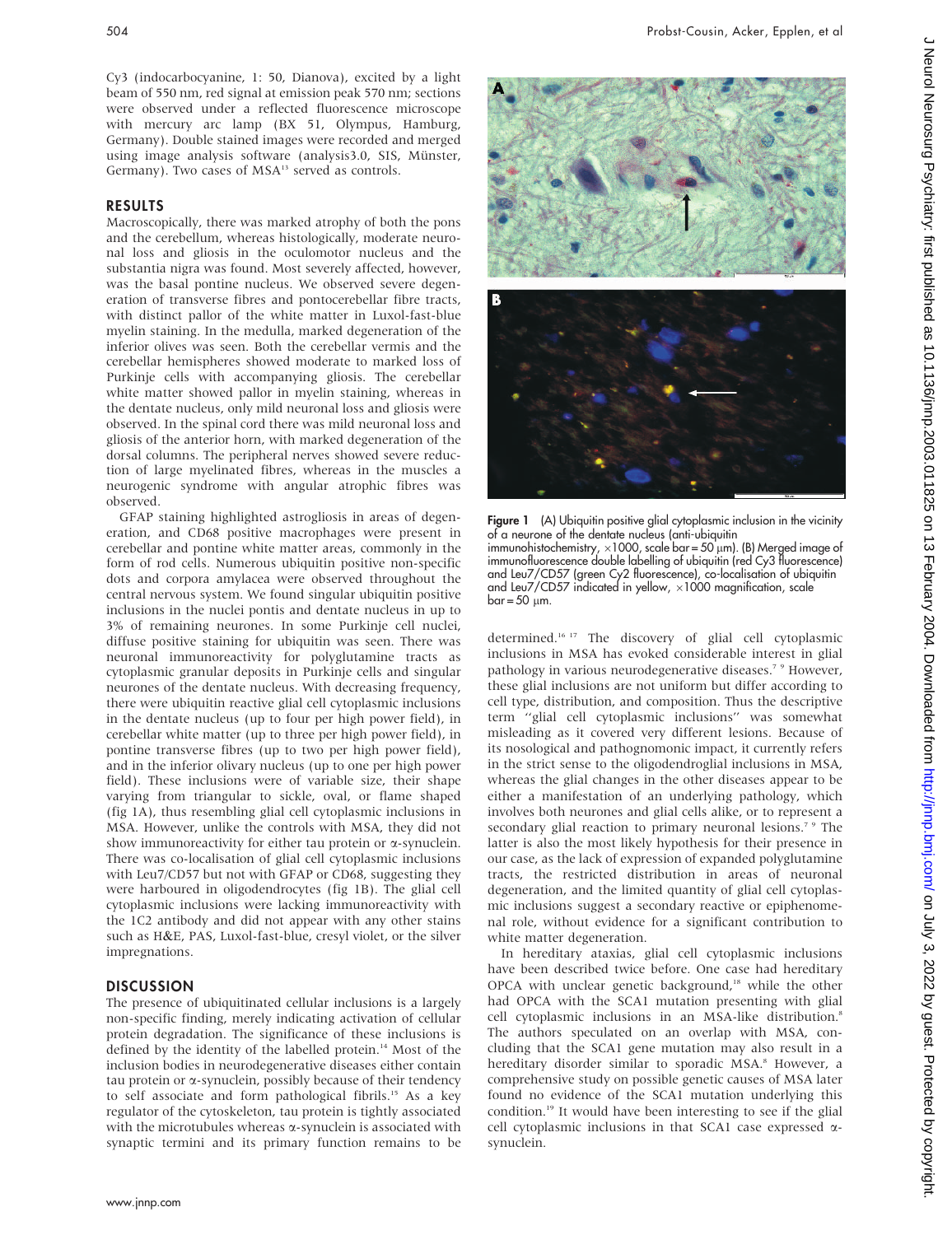Cy3 (indocarbocyanine, 1: 50, Dianova), excited by a light beam of 550 nm, red signal at emission peak 570 nm; sections were observed under a reflected fluorescence microscope with mercury arc lamp (BX 51, Olympus, Hamburg, Germany). Double stained images were recorded and merged using image analysis software (analysis3.0, SIS, Münster, Germany). Two cases of MSA[13] served as controls.

## RESULTS

Macroscopically, there was marked atrophy of both the pons and the cerebellum, whereas histologically, moderate neuronal loss and gliosis in the oculomotor nucleus and the substantia nigra was found. Most severely affected, however, was the basal pontine nucleus. We observed severe degeneration of transverse fibres and pontocerebellar fibre tracts, with distinct pallor of the white matter in Luxol-fast-blue myelin staining. In the medulla, marked degeneration of the inferior olives was seen. Both the cerebellar vermis and the cerebellar hemispheres showed moderate to marked loss of Purkinje cells with accompanying gliosis. The cerebellar white matter showed pallor in myelin staining, whereas in the dentate nucleus, only mild neuronal loss and gliosis were observed. In the spinal cord there was mild neuronal loss and gliosis of the anterior horn, with marked degeneration of the dorsal columns. The peripheral nerves showed severe reduction of large myelinated fibres, whereas in the muscles a neurogenic syndrome with angular atrophic fibres was observed.

GFAP staining highlighted astrogliosis in areas of degeneration, and CD68 positive macrophages were present in cerebellar and pontine white matter areas, commonly in the form of rod cells. Numerous ubiquitin positive non-specific dots and corpora amylacea were observed throughout the central nervous system. We found singular ubiquitin positive inclusions in the nuclei pontis and dentate nucleus in up to 3% of remaining neurones. In some Purkinje cell nuclei, diffuse positive staining for ubiquitin was seen. There was neuronal immunoreactivity for polyglutamine tracts as cytoplasmic granular deposits in Purkinje cells and singular neurones of the dentate nucleus. With decreasing frequency, there were ubiquitin reactive glial cell cytoplasmic inclusions in the dentate nucleus (up to four per high power field), in cerebellar white matter (up to three per high power field), in pontine transverse fibres (up to two per high power field), and in the inferior olivary nucleus (up to one per high power field). These inclusions were of variable size, their shape varying from triangular to sickle, oval, or flame shaped (fig 1A), thus resembling glial cell cytoplasmic inclusions in MSA. However, unlike the controls with MSA, they did not show immunoreactivity for either tau protein or α-synuclein. There was co-localisation of glial cell cytoplasmic inclusions with Leu7/CD57 but not with GFAP or CD68, suggesting they were harboured in oligodendrocytes (fig 1B). The glial cell cytoplasmic inclusions were lacking immunoreactivity with the 1C2 antibody and did not appear with any other stains such as H&E, PAS, Luxol-fast-blue, cresyl violet, or the silver impregnations.

## DISCUSSION

The presence of ubiquitinated cellular inclusions is a largely non-specific finding, merely indicating activation of cellular protein degradation. The significance of these inclusions is defined by the identity of the labelled protein.[14] Most of the inclusion bodies in neurodegenerative diseases either contain tau protein or α-synuclein, possibly because of their tendency to self associate and form pathological fibrils.[15] As a key regulator of the cytoskeleton, tau protein is tightly associated with the microtubules whereas α-synuclein is associated with synaptic termini and its primary function remains to be determined.[16 17] The discovery of glial cell cytoplasmic inclusions in MSA has evoked considerable interest in glial pathology in various neurodegenerative diseases.[7 9] However, these glial inclusions are not uniform but differ according to cell type, distribution, and composition. Thus the descriptive term "glial cell cytoplasmic inclusions" was somewhat misleading as it covered very different lesions. Because of its nosological and pathognomonic impact, it currently refers in the strict sense to the oligodendroglial inclusions in MSA, whereas the glial changes in the other diseases appear to be either a manifestation of an underlying pathology, which involves both neurones and glial cells alike, or to represent a secondary glial reaction to primary neuronal lesions.[7 9] The latter is also the most likely hypothesis for their presence in our case, as the lack of expression of expanded polyglutamine tracts, the restricted distribution in areas of neuronal degeneration, and the limited quantity of glial cell cytoplasmic inclusions suggest a secondary reactive or epiphenomenal role, without evidence for a significant contribution to white matter degeneration.

In hereditary ataxias, glial cell cytoplasmic inclusions have been described twice before. One case had hereditary OPCA with unclear genetic background,[18] while the other had OPCA with the SCA1 mutation presenting with glial cell cytoplasmic inclusions in an MSA-like distribution.[8] The authors speculated on an overlap with MSA, concluding that the SCA1 gene mutation may also result in a hereditary disorder similar to sporadic MSA.[8] However, a comprehensive study on possible genetic causes of MSA later found no evidence of the SCA1 mutation underlying this condition.[19] It would have been interesting to see if the glial cell cytoplasmic inclusions in that SCA1 case expressed α-synuclein.

Figure 1 (A) Ubiquitin positive glial cytoplasmic inclusion in the vicinity of a neurone of the dentate nucleus (anti-ubiquitin immunohistochemistry, ×1000, scale bar = 50 µm). (B) Merged image of immunofluorescence double labelling of ubiquitin (red Cy3 fluorescence) and Leu7/CD57 (green Cy2 fluorescence), co-localisation of ubiquitin and Leu7/CD57 indicated in yellow, ×1000 magnification, scale bar = 50 µm.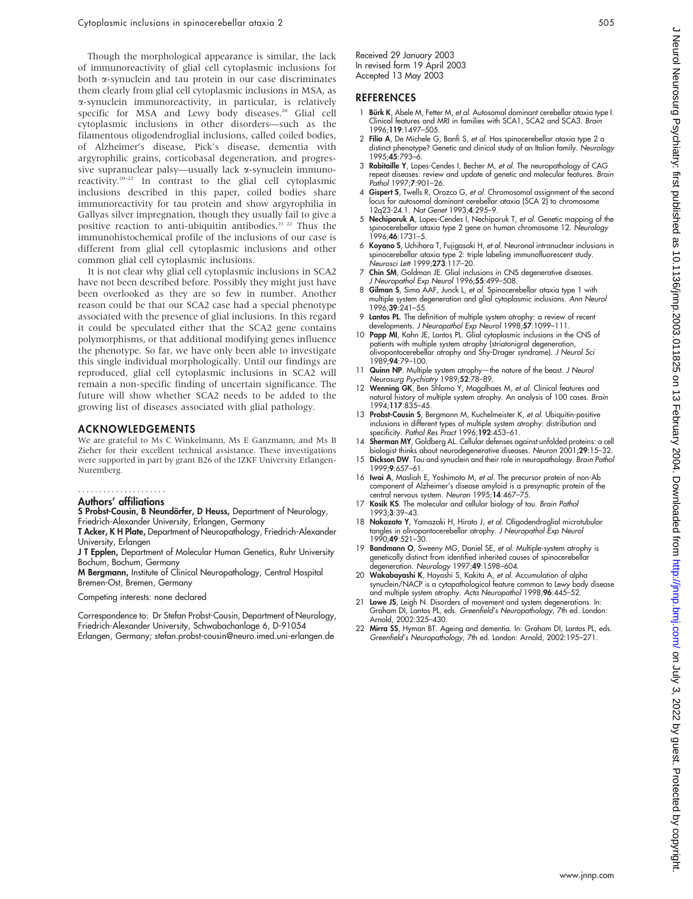Though the morphological appearance is similar, the lack of immunoreactivity of glial cell cytoplasmic inclusions for both α-synuclein and tau protein in our case discriminates them clearly from glial cell cytoplasmic inclusions in MSA, as α-synuclein immunoreactivity, in particular, is relatively specific for MSA and Lewy body diseases.[20] Glial cell cytoplasmic inclusions in other disorders—such as the filamentous oligodendroglial inclusions, called coiled bodies, of Alzheimer's disease, Pick's disease, dementia with argyrophilic grains, corticobasal degeneration, and progressive supranuclear palsy—usually lack α-synuclein immunoreactivity.[20–22] In contrast to the glial cell cytoplasmic inclusions described in this paper, coiled bodies share immunoreactivity for tau protein and show argyrophilia in Gallyas silver impregnation, though they usually fail to give a positive reaction to anti-ubiquitin antibodies.[21 22] Thus the immunohistochemical profile of the inclusions of our case is different from glial cell cytoplasmic inclusions and other common glial cell cytoplasmic inclusions.

It is not clear why glial cell cytoplasmic inclusions in SCA2 have not been described before. Possibly they might just have been overlooked as they are so few in number. Another reason could be that our SCA2 case had a special phenotype associated with the presence of glial inclusions. In this regard it could be speculated either that the SCA2 gene contains polymorphisms, or that additional modifying genes influence the phenotype. So far, we have only been able to investigate this single individual morphologically. Until our findings are reproduced, glial cell cytoplasmic inclusions in SCA2 will remain a non-specific finding of uncertain significance. The future will show whether SCA2 needs to be added to the growing list of diseases associated with glial pathology.

## ACKNOWLEDGEMENTS

We are grateful to Ms C Winkelmann, Ms E Ganzmann, and Ms B Zieher for their excellent technical assistance. These investigations were supported in part by grant B26 of the IZKF University Erlangen-Nuremberg.

### Authors' affiliations

**S Probst-Cousin, B Neundörfer, D Heuss,** Department of Neurology, Friedrich-Alexander University, Erlangen, Germany

**T Acker, K H Plate,** Department of Neuropathology, Friedrich-Alexander University, Erlangen

**J T Epplen,** Department of Molecular Human Genetics, Ruhr University Bochum, Bochum, Germany

**M Bergmann,** Institute of Clinical Neuropathology, Central Hospital Bremen-Ost, Bremen, Germany

Competing interests: none declared

Correspondence to: Dr Stefan Probst-Cousin, Department of Neurology, Friedrich-Alexander University, Schwabachanlage 6, D-91054 Erlangen, Germany; stefan.probst-cousin@neuro.imed.uni-erlangen.de

Received 29 January 2003
In revised form 19 April 2003
Accepted 13 May 2003

## REFERENCES

1. **Bürk K**, Abele M, Fetter M, *et al.* Autosomal dominant cerebellar ataxia type I. Clinical features and MRI in families with SCA1, SCA2 and SCA3. *Brain* 1996;**119**:1497–505.
2. **Filia A**, De Michele G, Banfi S, *et al.* Has spinocerebellar ataxia type 2 a distinct phenotype? Genetic and clinical study of an Italian family. *Neurology* 1995;**45**:793–6.
3. **Robitaille Y**, Lopes-Cendes I, Becher M, *et al.* The neuropathology of CAG repeat diseases: review and update of genetic and molecular features. *Brain Pathol* 1997;**7**:901–26.
4. **Gispert S**, Twells R, Orozco G, *et al.* Chromosomal assignment of the second locus for autosomal dominant cerebellar ataxia (SCA 2) to chromosome 12q23-24.1. *Nat Genet* 1993;**4**:295–9.
5. **Nechiporuk A**, Lopes-Cendes I, Nechiporuk T, *et al.* Genetic mapping of the spinocerebellar ataxia type 2 gene on human chromosome 12. *Neurology* 1996;**46**:1731–5.
6. **Koyano S**, Uchihara T, Fujigasaki H, *et al.* Neuronal intranuclear inclusions in spinocerebellar ataxia type 2: triple labeling immunofluorescent study. *Neurosci Lett* 1999;**273**:117–20.
7. **Chin SM**, Goldman JE. Glial inclusions in CNS degenerative diseases. *J Neuropathol Exp Neurol* 1996;**55**:499–508.
8. **Gilman S**, Sima AAF, Junck L, *et al.* Spinocerebellar ataxia type 1 with multiple system degeneration and glial cytoplasmic inclusions. *Ann Neurol* 1996;**39**:241–55.
9. **Lantos PL**. The definition of multiple system atrophy: a review of recent developments. *J Neuropathol Exp Neurol* 1998;**57**:1099–111.
10. **Papp MI**, Kahn JE, Lantos PL. Glial cytoplasmic inclusions in the CNS of patients with multiple system atrophy (striatonigral degeneration, olivopontocerebellar atrophy and Shy-Drager syndrome). *J Neurol Sci* 1989;**94**:79–100.
11. **Quinn NP**. Multiple system atrophy—the nature of the beast. *J Neurol Neurosurg Psychiatry* 1989;**52**:78–89.
12. **Wenning GK**, Ben Shlomo Y, Magalhaes M, *et al.* Clinical features and natural history of multiple system atrophy. An analysis of 100 cases. *Brain* 1994;**117**:835–45.
13. **Probst-Cousin S**, Bergmann M, Kuchelmeister K, *et al.* Ubiquitin-positive inclusions in different types of multiple system atrophy: distribution and specificity. *Pathol Res Pract* 1996;**192**:453–61.
14. **Sherman MY**, Goldberg AL. Cellular defenses against unfolded proteins: a cell biologist thinks about neurodegenerative diseases. *Neuron* 2001;**29**:15–32.
15. **Dickson DW**. Tau and synuclein and their role in neuropathology. *Brain Pathol* 1999;**9**:657–61.
16. **Iwai A**, Masliah E, Yoshimoto M, *et al.* The precursor protein of non-Ab component of Alzheimer's disease amyloid is a presynaptic protein of the central nervous system. *Neuron* 1995;**14**:467–75.
17. **Kosik KS**. The molecular and cellular biology of tau. *Brain Pathol* 1993;**3**:39–43.
18. **Nakazato Y**, Yamazaki H, Hirato J, *et al.* Oligodendroglial microtubular tangles in olivopontocerebellar atrophy. *J Neuropathol Exp Neurol* 1990;**49**:521–30.
19. **Bandmann O**, Sweeny MG, Daniel SE, *et al.* Multiple-system atrophy is genetically distinct from identified inherited causes of spinocerebellar degeneration. *Neurology* 1997;**49**:1598–604.
20. **Wakabayashi K**, Hayashi S, Kakita A, *et al.* Accumulation of alpha synuclein/NACP is a cytopathological feature common to Lewy body disease and multiple system atrophy. *Acta Neuropathol* 1998;**96**:445–52.
21. **Lowe JS**, Leigh N. Disorders of movement and system degenerations. In: Graham DI, Lantos PL, eds. *Greenfield's Neuropathology*, 7th ed. London: Arnold, 2002:325–430.
22. **Mirra SS**, Hyman BT. Ageing and dementia. In: Graham DI, Lantos PL, eds. *Greenfield's Neuropathology*, 7th ed. London: Arnold, 2002:195–271.